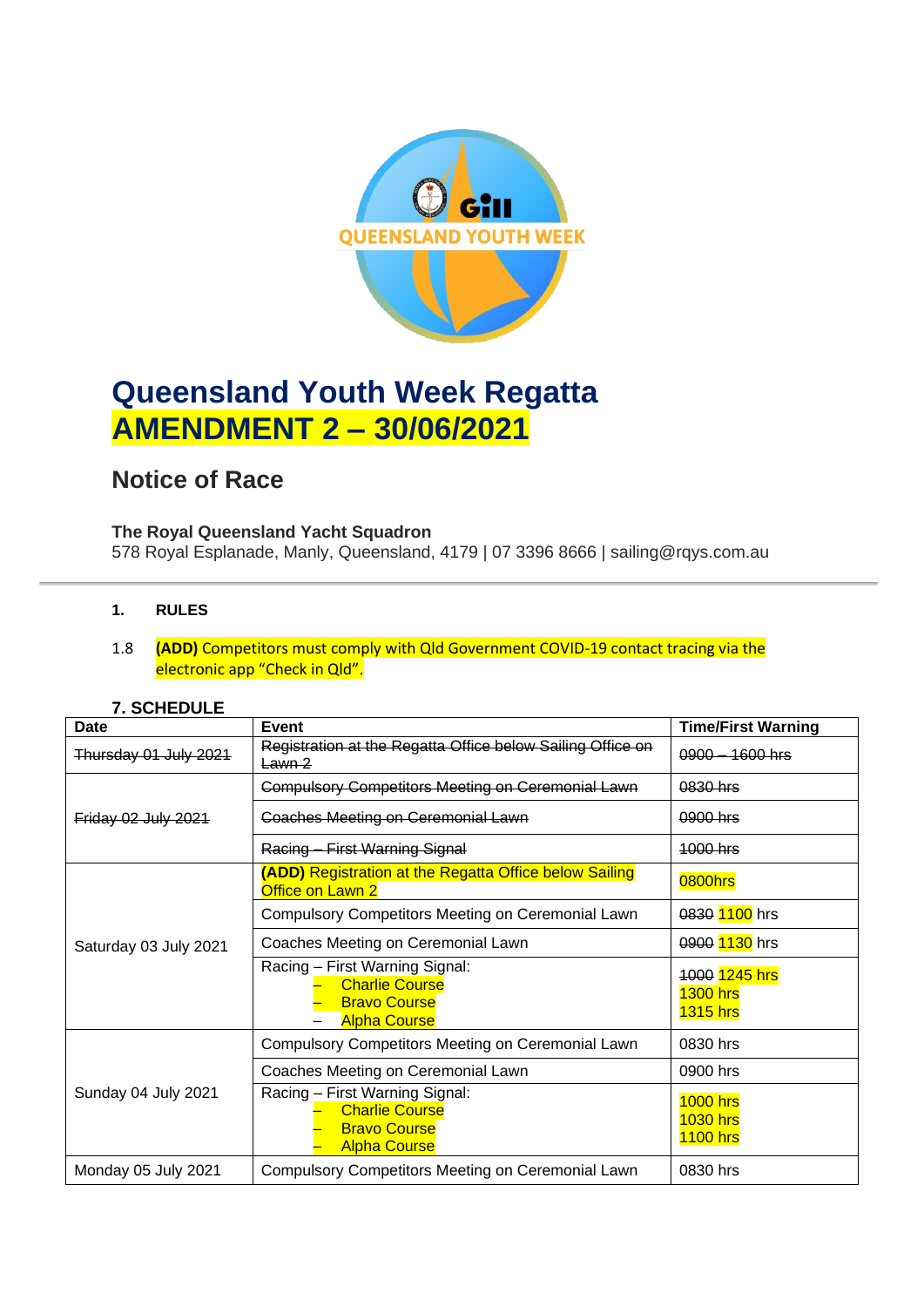# Queensland Youth Week Regatta
# AMENDMENT 2 – 30/06/2021

## Notice of Race

**The Royal Queensland Yacht Squadron**
578 Royal Esplanade, Manly, Queensland, 4179 | 07 3396 8666 | sailing@rqys.com.au

**1. RULES**

1.8 **(ADD)** Competitors must comply with Qld Government COVID-19 contact tracing via the electronic app "Check in Qld".

**7. SCHEDULE**

| Date | Event | Time/First Warning |
|---|---|---|
| ~~Thursday 01 July 2021~~ | ~~Registration at the Regatta Office below Sailing Office on Lawn 2~~ | ~~0900 – 1600 hrs~~ |
| ~~Friday 02 July 2021~~ | ~~Compulsory Competitors Meeting on Ceremonial Lawn~~ | ~~0830 hrs~~ |
| | ~~Coaches Meeting on Ceremonial Lawn~~ | ~~0900 hrs~~ |
| | ~~Racing – First Warning Signal~~ | ~~1000 hrs~~ |
| Saturday 03 July 2021 | **(ADD)** Registration at the Regatta Office below Sailing Office on Lawn 2 | 0800hrs |
| | Compulsory Competitors Meeting on Ceremonial Lawn | ~~0830~~ 1100 hrs |
| | Coaches Meeting on Ceremonial Lawn | ~~0900~~ 1130 hrs |
| | Racing – First Warning Signal:<br>– Charlie Course<br>– Bravo Course<br>– Alpha Course | ~~1000~~ 1245 hrs<br>1300 hrs<br>1315 hrs |
| Sunday 04 July 2021 | Compulsory Competitors Meeting on Ceremonial Lawn | 0830 hrs |
| | Coaches Meeting on Ceremonial Lawn | 0900 hrs |
| | Racing – First Warning Signal:<br>– Charlie Course<br>– Bravo Course<br>– Alpha Course | 1000 hrs<br>1030 hrs<br>1100 hrs |
| Monday 05 July 2021 | Compulsory Competitors Meeting on Ceremonial Lawn | 0830 hrs |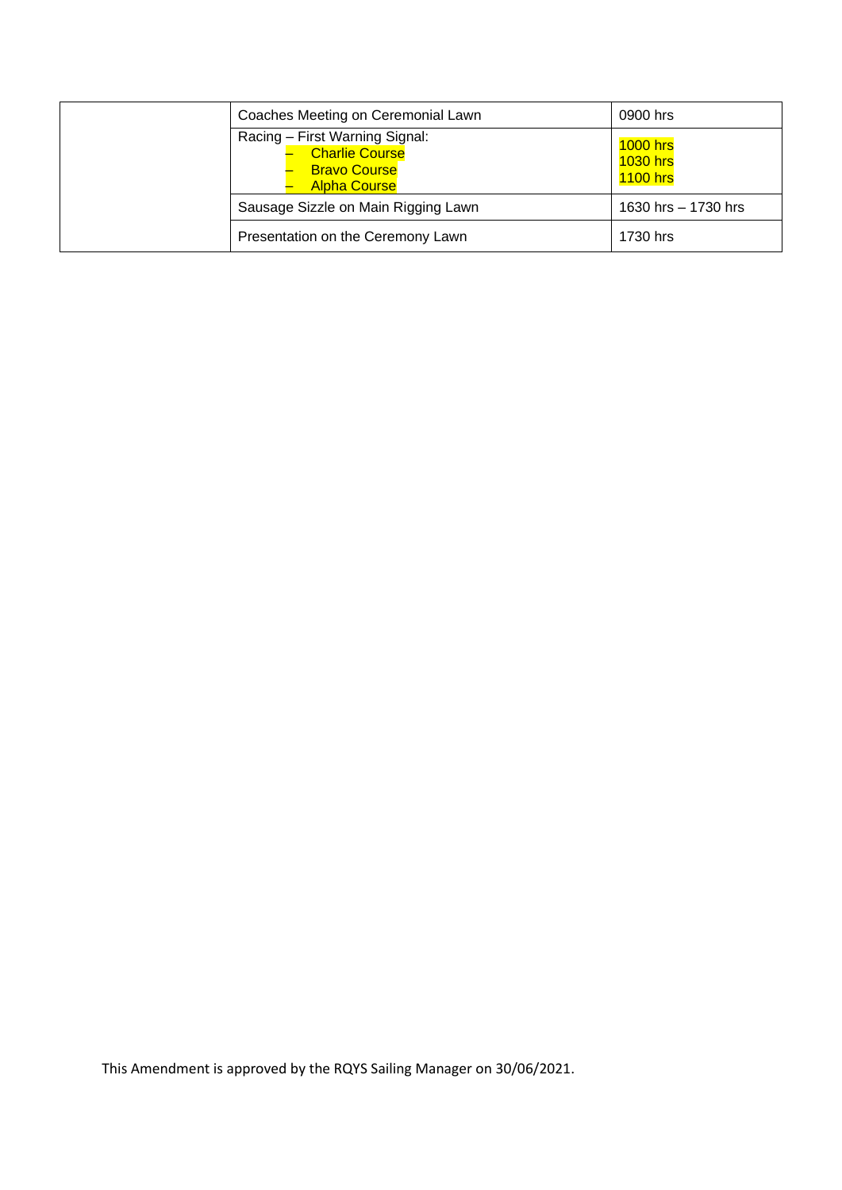| | | |
|---|---|---|
| | Coaches Meeting on Ceremonial Lawn | 0900 hrs |
| | Racing – First Warning Signal:<br>– Charlie Course<br>– Bravo Course<br>– Alpha Course | 1000 hrs<br>1030 hrs<br>1100 hrs |
| | Sausage Sizzle on Main Rigging Lawn | 1630 hrs – 1730 hrs |
| | Presentation on the Ceremony Lawn | 1730 hrs |

This Amendment is approved by the RQYS Sailing Manager on 30/06/2021.